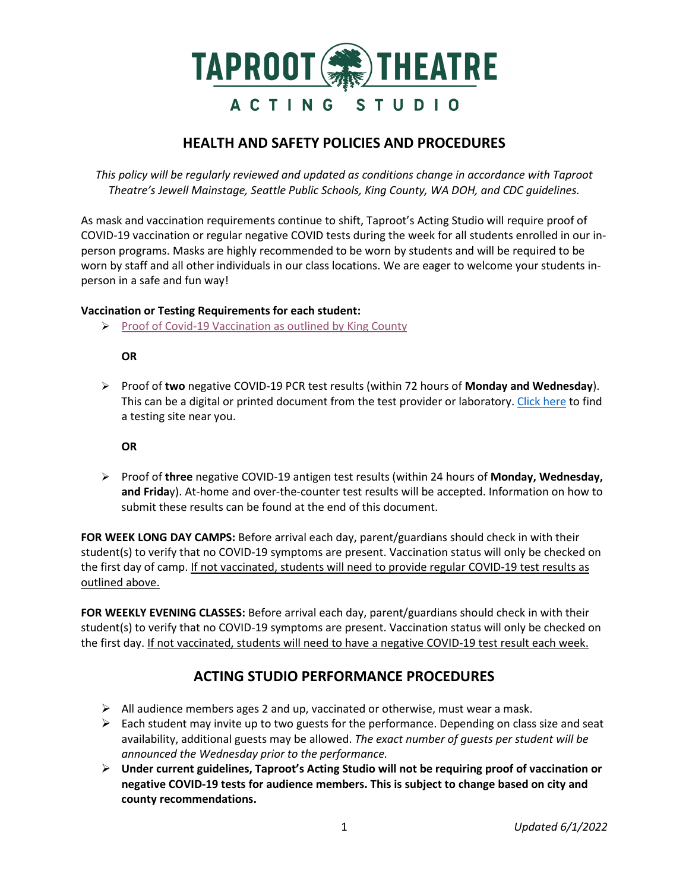# TAPROOT THEATRE
## ACTING STUDIO

## HEALTH AND SAFETY POLICIES AND PROCEDURES

*This policy will be regularly reviewed and updated as conditions change in accordance with Taproot Theatre's Jewell Mainstage, Seattle Public Schools, King County, WA DOH, and CDC guidelines.*

As mask and vaccination requirements continue to shift, Taproot's Acting Studio will require proof of COVID-19 vaccination or regular negative COVID tests during the week for all students enrolled in our in-person programs. Masks are highly recommended to be worn by students and will be required to be worn by staff and all other individuals in our class locations. We are eager to welcome your students in-person in a safe and fun way!

**Vaccination or Testing Requirements for each student:**

- Proof of Covid-19 Vaccination as outlined by King County

  **OR**

- Proof of **two** negative COVID-19 PCR test results (within 72 hours of **Monday and Wednesday**). This can be a digital or printed document from the test provider or laboratory. Click here to find a testing site near you.

  **OR**

- Proof of **three** negative COVID-19 antigen test results (within 24 hours of **Monday, Wednesday, and Friday**). At-home and over-the-counter test results will be accepted. Information on how to submit these results can be found at the end of this document.

**FOR WEEK LONG DAY CAMPS:** Before arrival each day, parent/guardians should check in with their student(s) to verify that no COVID-19 symptoms are present. Vaccination status will only be checked on the first day of camp. If not vaccinated, students will need to provide regular COVID-19 test results as outlined above.

**FOR WEEKLY EVENING CLASSES:** Before arrival each day, parent/guardians should check in with their student(s) to verify that no COVID-19 symptoms are present. Vaccination status will only be checked on the first day. If not vaccinated, students will need to have a negative COVID-19 test result each week.

## ACTING STUDIO PERFORMANCE PROCEDURES

- All audience members ages 2 and up, vaccinated or otherwise, must wear a mask.
- Each student may invite up to two guests for the performance. Depending on class size and seat availability, additional guests may be allowed. *The exact number of guests per student will be announced the Wednesday prior to the performance.*
- **Under current guidelines, Taproot's Acting Studio will not be requiring proof of vaccination or negative COVID-19 tests for audience members. This is subject to change based on city and county recommendations.**

*Updated 6/1/2022*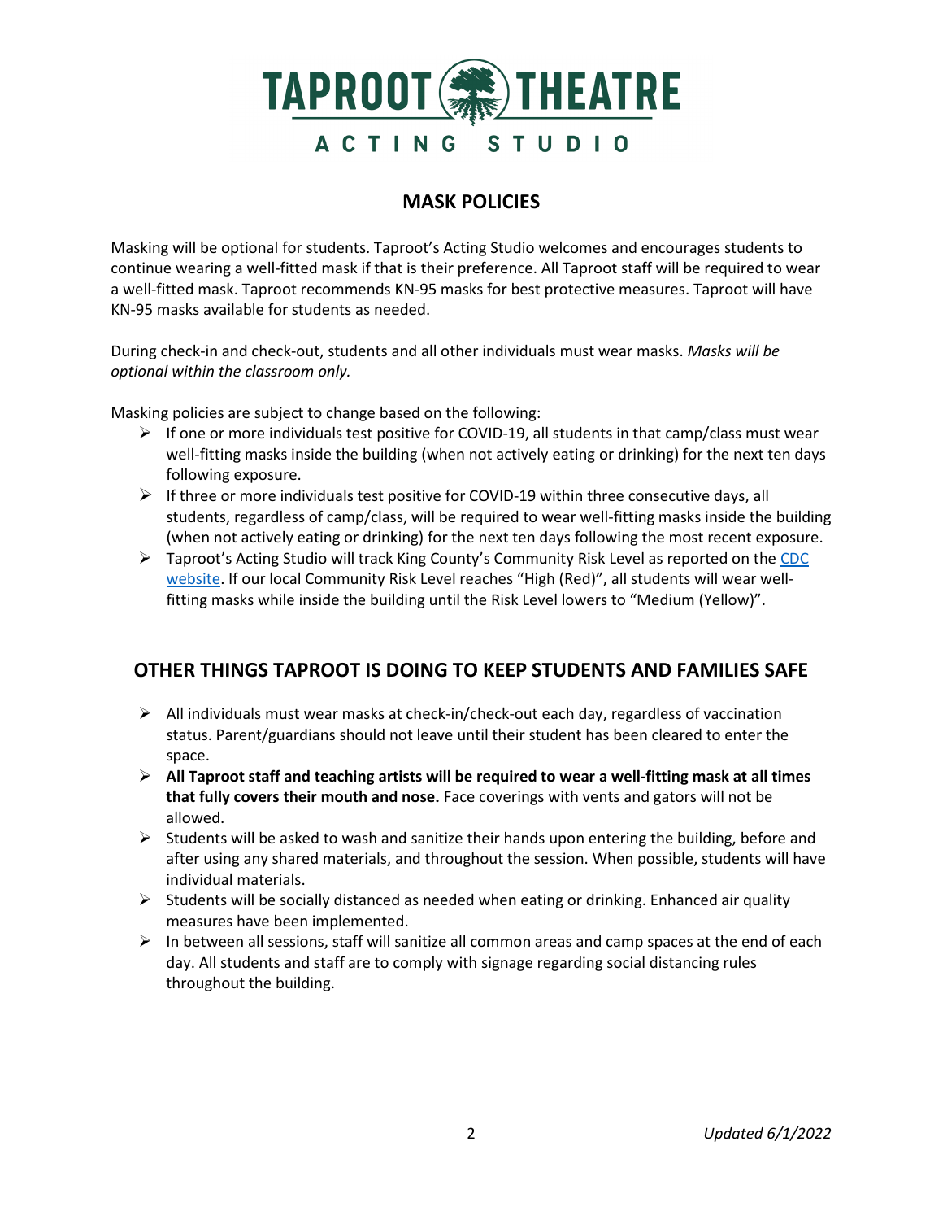# TAPROOT THEATRE ACTING STUDIO

## MASK POLICIES

Masking will be optional for students. Taproot's Acting Studio welcomes and encourages students to continue wearing a well-fitted mask if that is their preference. All Taproot staff will be required to wear a well-fitted mask. Taproot recommends KN-95 masks for best protective measures. Taproot will have KN-95 masks available for students as needed.

During check-in and check-out, students and all other individuals must wear masks. *Masks will be optional within the classroom only.*

Masking policies are subject to change based on the following:

- If one or more individuals test positive for COVID-19, all students in that camp/class must wear well-fitting masks inside the building (when not actively eating or drinking) for the next ten days following exposure.
- If three or more individuals test positive for COVID-19 within three consecutive days, all students, regardless of camp/class, will be required to wear well-fitting masks inside the building (when not actively eating or drinking) for the next ten days following the most recent exposure.
- Taproot's Acting Studio will track King County's Community Risk Level as reported on the [CDC website](). If our local Community Risk Level reaches "High (Red)", all students will wear well-fitting masks while inside the building until the Risk Level lowers to "Medium (Yellow)".

## OTHER THINGS TAPROOT IS DOING TO KEEP STUDENTS AND FAMILIES SAFE

- All individuals must wear masks at check-in/check-out each day, regardless of vaccination status. Parent/guardians should not leave until their student has been cleared to enter the space.
- **All Taproot staff and teaching artists will be required to wear a well-fitting mask at all times that fully covers their mouth and nose.** Face coverings with vents and gators will not be allowed.
- Students will be asked to wash and sanitize their hands upon entering the building, before and after using any shared materials, and throughout the session. When possible, students will have individual materials.
- Students will be socially distanced as needed when eating or drinking. Enhanced air quality measures have been implemented.
- In between all sessions, staff will sanitize all common areas and camp spaces at the end of each day. All students and staff are to comply with signage regarding social distancing rules throughout the building.

*Updated 6/1/2022*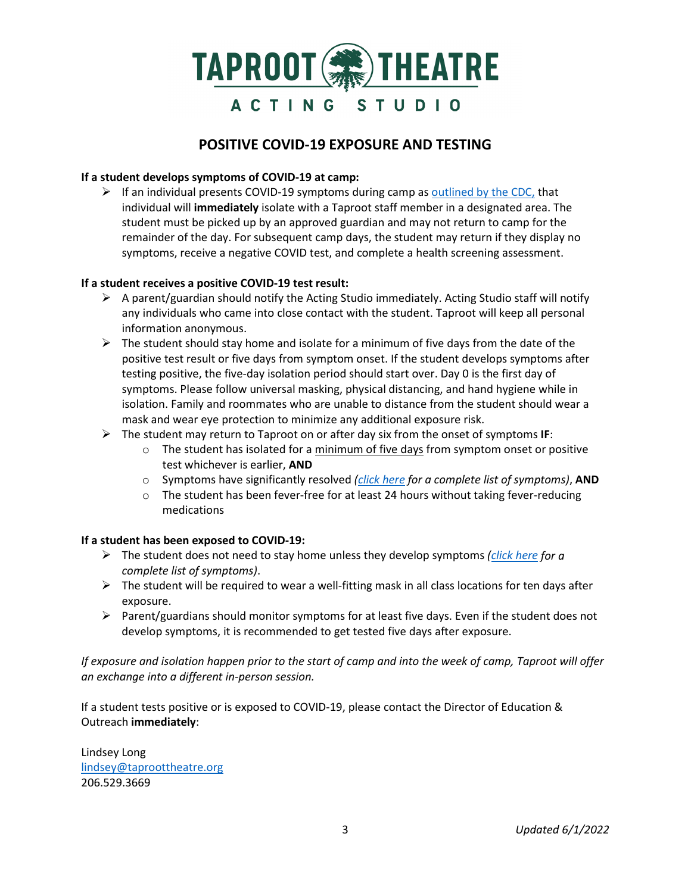# POSITIVE COVID-19 EXPOSURE AND TESTING

**If a student develops symptoms of COVID-19 at camp:**

- If an individual presents COVID-19 symptoms during camp as [outlined by the CDC,]() that individual will **immediately** isolate with a Taproot staff member in a designated area. The student must be picked up by an approved guardian and may not return to camp for the remainder of the day. For subsequent camp days, the student may return if they display no symptoms, receive a negative COVID test, and complete a health screening assessment.

**If a student receives a positive COVID-19 test result:**

- A parent/guardian should notify the Acting Studio immediately. Acting Studio staff will notify any individuals who came into close contact with the student. Taproot will keep all personal information anonymous.
- The student should stay home and isolate for a minimum of five days from the date of the positive test result or five days from symptom onset. If the student develops symptoms after testing positive, the five-day isolation period should start over. Day 0 is the first day of symptoms. Please follow universal masking, physical distancing, and hand hygiene while in isolation. Family and roommates who are unable to distance from the student should wear a mask and wear eye protection to minimize any additional exposure risk.
- The student may return to Taproot on or after day six from the onset of symptoms **IF**:
  - The student has isolated for a minimum of five days from symptom onset or positive test whichever is earlier, **AND**
  - Symptoms have significantly resolved *([click here]() for a complete list of symptoms)*, **AND**
  - The student has been fever-free for at least 24 hours without taking fever-reducing medications

**If a student has been exposed to COVID-19:**

- The student does not need to stay home unless they develop symptoms *([click here]() for a complete list of symptoms)*.
- The student will be required to wear a well-fitting mask in all class locations for ten days after exposure.
- Parent/guardians should monitor symptoms for at least five days. Even if the student does not develop symptoms, it is recommended to get tested five days after exposure.

*If exposure and isolation happen prior to the start of camp and into the week of camp, Taproot will offer an exchange into a different in-person session.*

If a student tests positive or is exposed to COVID-19, please contact the Director of Education & Outreach **immediately**:

Lindsey Long
[lindsey@taproottheatre.org](mailto:lindsey@taproottheatre.org)
206.529.3669

*Updated 6/1/2022*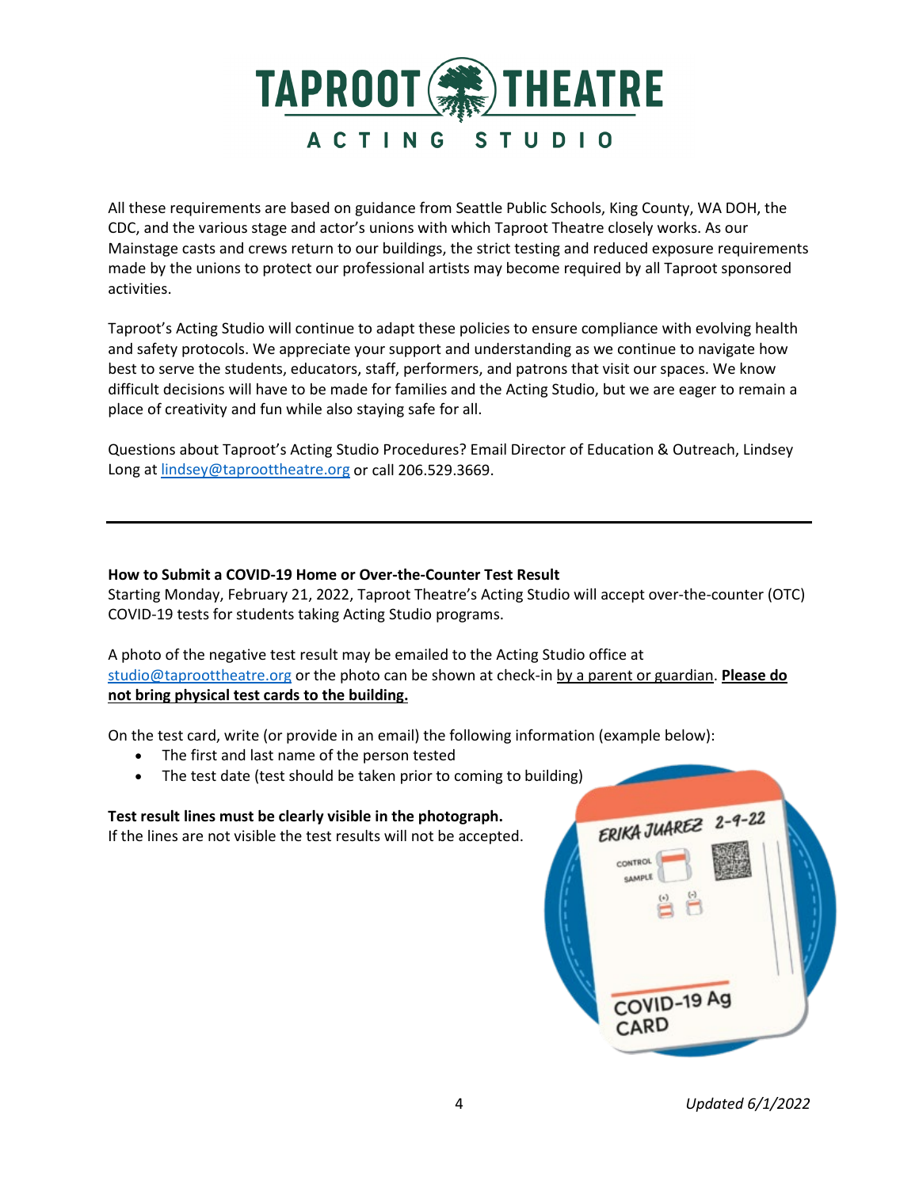All these requirements are based on guidance from Seattle Public Schools, King County, WA DOH, the CDC, and the various stage and actor's unions with which Taproot Theatre closely works. As our Mainstage casts and crews return to our buildings, the strict testing and reduced exposure requirements made by the unions to protect our professional artists may become required by all Taproot sponsored activities.

Taproot's Acting Studio will continue to adapt these policies to ensure compliance with evolving health and safety protocols. We appreciate your support and understanding as we continue to navigate how best to serve the students, educators, staff, performers, and patrons that visit our spaces. We know difficult decisions will have to be made for families and the Acting Studio, but we are eager to remain a place of creativity and fun while also staying safe for all.

Questions about Taproot's Acting Studio Procedures? Email Director of Education & Outreach, Lindsey Long at lindsey@taproottheatre.org or call 206.529.3669.

---

**How to Submit a COVID-19 Home or Over-the-Counter Test Result**
Starting Monday, February 21, 2022, Taproot Theatre's Acting Studio will accept over-the-counter (OTC) COVID-19 tests for students taking Acting Studio programs.

A photo of the negative test result may be emailed to the Acting Studio office at studio@taproottheatre.org or the photo can be shown at check-in by a parent or guardian. **Please do not bring physical test cards to the building.**

On the test card, write (or provide in an email) the following information (example below):

- The first and last name of the person tested
- The test date (test should be taken prior to coming to building)

**Test result lines must be clearly visible in the photograph.**
If the lines are not visible the test results will not be accepted.

*Updated 6/1/2022*